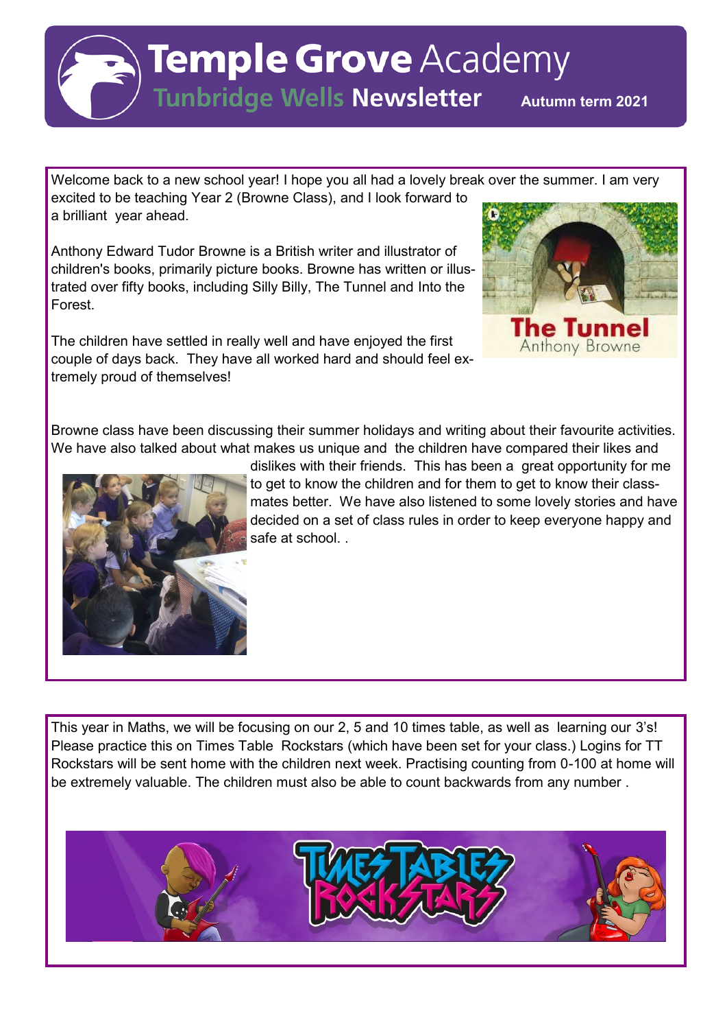# Temple Grove Academy

## Tunbridge Wells Newsletter

**Autumn term 2021**

Welcome back to a new school year! I hope you all had a lovely break over the summer. I am very excited to be teaching Year 2 (Browne Class), and I look forward to a brilliant year ahead.

Anthony Edward Tudor Browne is a British writer and illustrator of children's books, primarily picture books. Browne has written or illustrated over fifty books, including Silly Billy, The Tunnel and Into the Forest.

The children have settled in really well and have enjoyed the first couple of days back. They have all worked hard and should feel extremely proud of themselves!

Browne class have been discussing their summer holidays and writing about their favourite activities. We have also talked about what makes us unique and the children have compared their likes and dislikes with their friends. This has been a great opportunity for me to get to know the children and for them to get to know their classmates better. We have also listened to some lovely stories and have decided on a set of class rules in order to keep everyone happy and safe at school. .

This year in Maths, we will be focusing on our 2, 5 and 10 times table, as well as learning our 3's! Please practice this on Times Table Rockstars (which have been set for your class.) Logins for TT Rockstars will be sent home with the children next week. Practising counting from 0-100 at home will be extremely valuable. The children must also be able to count backwards from any number .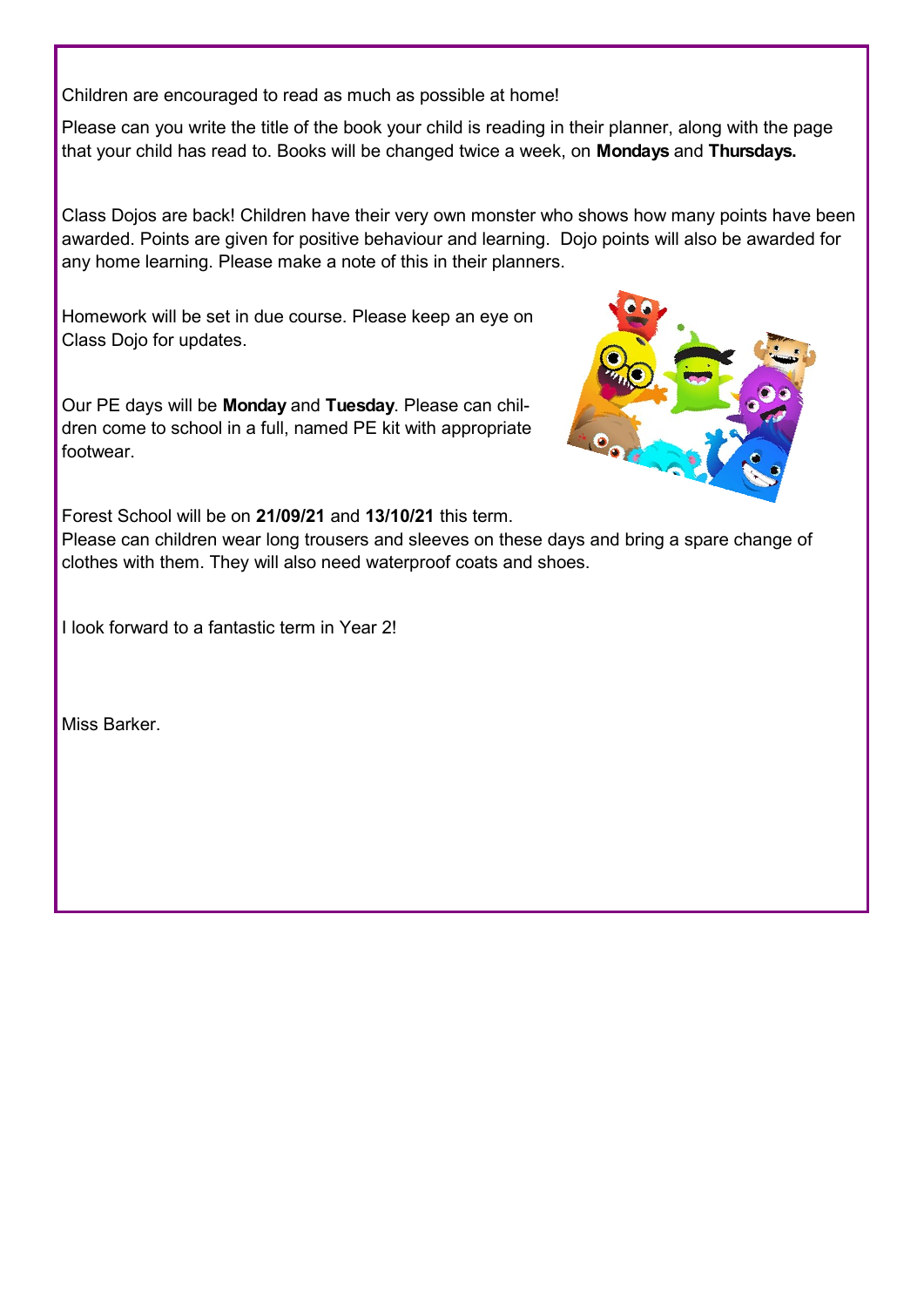Children are encouraged to read as much as possible at home!

Please can you write the title of the book your child is reading in their planner, along with the page that your child has read to. Books will be changed twice a week, on **Mondays** and **Thursdays.**

Class Dojos are back! Children have their very own monster who shows how many points have been awarded. Points are given for positive behaviour and learning. Dojo points will also be awarded for any home learning. Please make a note of this in their planners.

Homework will be set in due course. Please keep an eye on Class Dojo for updates.

Our PE days will be **Monday** and **Tuesday**. Please can children come to school in a full, named PE kit with appropriate footwear.

Forest School will be on **21/09/21** and **13/10/21** this term.
Please can children wear long trousers and sleeves on these days and bring a spare change of clothes with them. They will also need waterproof coats and shoes.

I look forward to a fantastic term in Year 2!

Miss Barker.